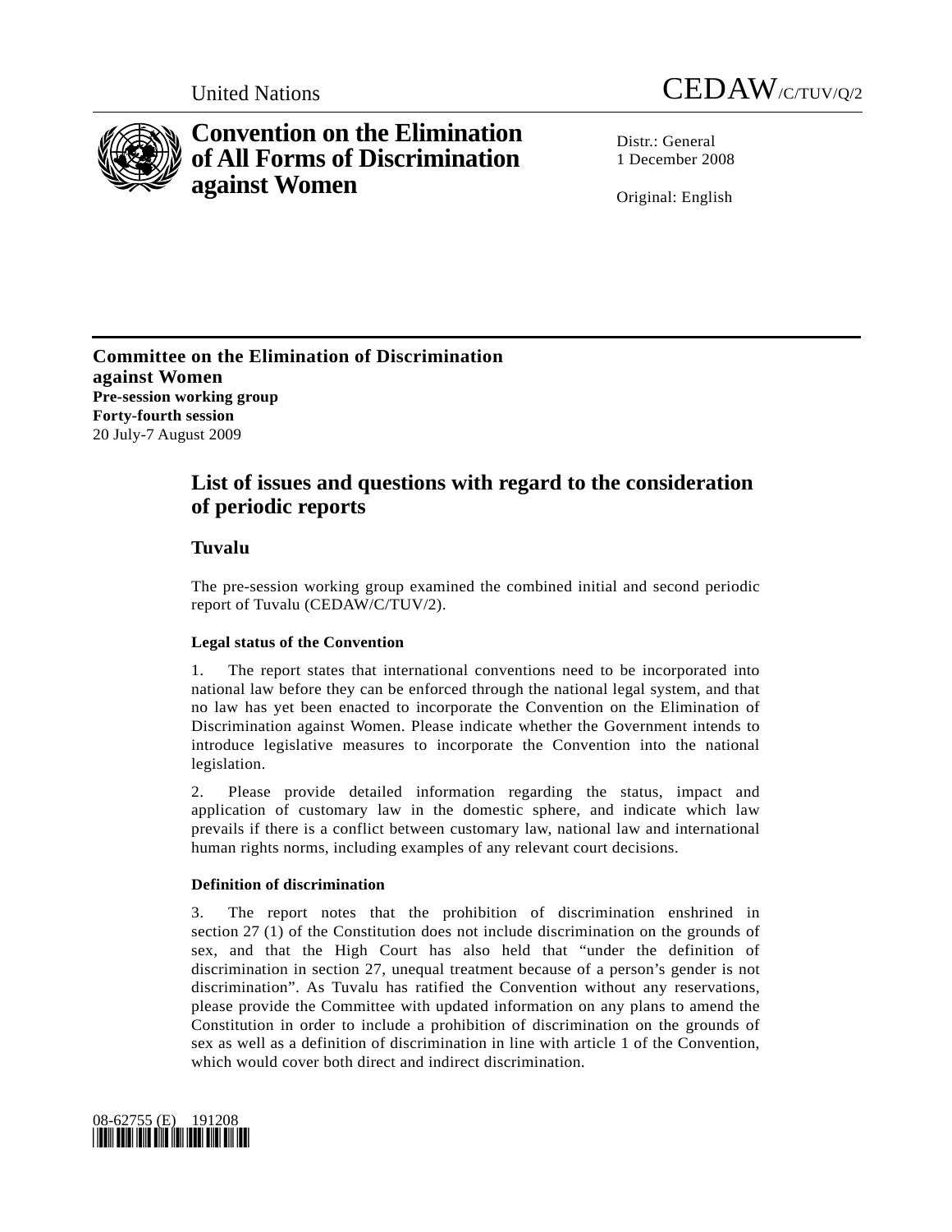United Nations CEDAW/C/TUV/Q/2

# Convention on the Elimination of All Forms of Discrimination against Women

Distr.: General
1 December 2008

Original: English

**Committee on the Elimination of Discrimination against Women**
**Pre-session working group**
**Forty-fourth session**
20 July-7 August 2009

## List of issues and questions with regard to the consideration of periodic reports

## Tuvalu

The pre-session working group examined the combined initial and second periodic report of Tuvalu (CEDAW/C/TUV/2).

### Legal status of the Convention

1. The report states that international conventions need to be incorporated into national law before they can be enforced through the national legal system, and that no law has yet been enacted to incorporate the Convention on the Elimination of Discrimination against Women. Please indicate whether the Government intends to introduce legislative measures to incorporate the Convention into the national legislation.

2. Please provide detailed information regarding the status, impact and application of customary law in the domestic sphere, and indicate which law prevails if there is a conflict between customary law, national law and international human rights norms, including examples of any relevant court decisions.

### Definition of discrimination

3. The report notes that the prohibition of discrimination enshrined in section 27 (1) of the Constitution does not include discrimination on the grounds of sex, and that the High Court has also held that "under the definition of discrimination in section 27, unequal treatment because of a person's gender is not discrimination". As Tuvalu has ratified the Convention without any reservations, please provide the Committee with updated information on any plans to amend the Constitution in order to include a prohibition of discrimination on the grounds of sex as well as a definition of discrimination in line with article 1 of the Convention, which would cover both direct and indirect discrimination.

08-62755 (E) 191208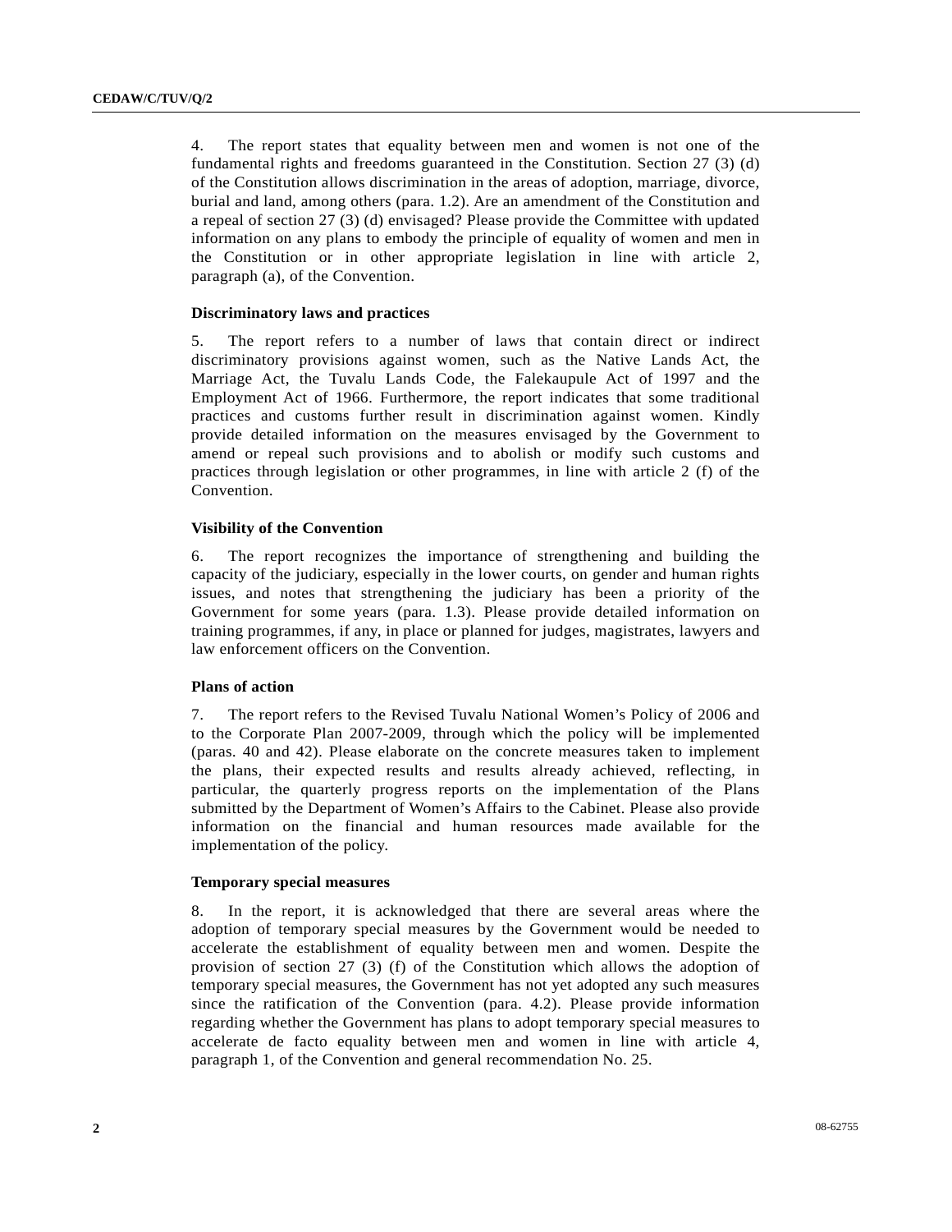4. The report states that equality between men and women is not one of the fundamental rights and freedoms guaranteed in the Constitution. Section 27 (3) (d) of the Constitution allows discrimination in the areas of adoption, marriage, divorce, burial and land, among others (para. 1.2). Are an amendment of the Constitution and a repeal of section 27 (3) (d) envisaged? Please provide the Committee with updated information on any plans to embody the principle of equality of women and men in the Constitution or in other appropriate legislation in line with article 2, paragraph (a), of the Convention.

### Discriminatory laws and practices

5. The report refers to a number of laws that contain direct or indirect discriminatory provisions against women, such as the Native Lands Act, the Marriage Act, the Tuvalu Lands Code, the Falekaupule Act of 1997 and the Employment Act of 1966. Furthermore, the report indicates that some traditional practices and customs further result in discrimination against women. Kindly provide detailed information on the measures envisaged by the Government to amend or repeal such provisions and to abolish or modify such customs and practices through legislation or other programmes, in line with article 2 (f) of the Convention.

### Visibility of the Convention

6. The report recognizes the importance of strengthening and building the capacity of the judiciary, especially in the lower courts, on gender and human rights issues, and notes that strengthening the judiciary has been a priority of the Government for some years (para. 1.3). Please provide detailed information on training programmes, if any, in place or planned for judges, magistrates, lawyers and law enforcement officers on the Convention.

### Plans of action

7. The report refers to the Revised Tuvalu National Women's Policy of 2006 and to the Corporate Plan 2007-2009, through which the policy will be implemented (paras. 40 and 42). Please elaborate on the concrete measures taken to implement the plans, their expected results and results already achieved, reflecting, in particular, the quarterly progress reports on the implementation of the Plans submitted by the Department of Women's Affairs to the Cabinet. Please also provide information on the financial and human resources made available for the implementation of the policy.

### Temporary special measures

8. In the report, it is acknowledged that there are several areas where the adoption of temporary special measures by the Government would be needed to accelerate the establishment of equality between men and women. Despite the provision of section 27 (3) (f) of the Constitution which allows the adoption of temporary special measures, the Government has not yet adopted any such measures since the ratification of the Convention (para. 4.2). Please provide information regarding whether the Government has plans to adopt temporary special measures to accelerate de facto equality between men and women in line with article 4, paragraph 1, of the Convention and general recommendation No. 25.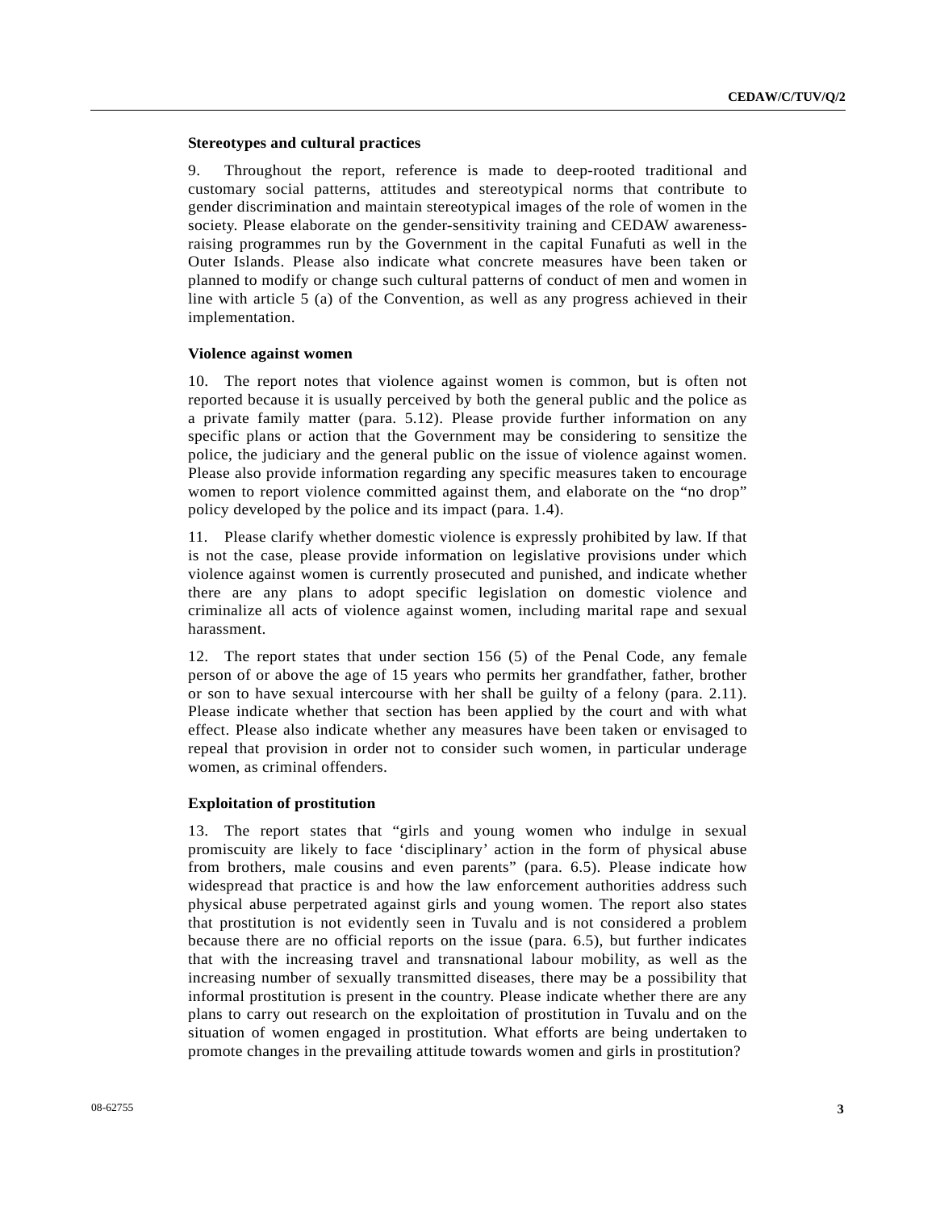### Stereotypes and cultural practices

9. Throughout the report, reference is made to deep-rooted traditional and customary social patterns, attitudes and stereotypical norms that contribute to gender discrimination and maintain stereotypical images of the role of women in the society. Please elaborate on the gender-sensitivity training and CEDAW awareness-raising programmes run by the Government in the capital Funafuti as well in the Outer Islands. Please also indicate what concrete measures have been taken or planned to modify or change such cultural patterns of conduct of men and women in line with article 5 (a) of the Convention, as well as any progress achieved in their implementation.

### Violence against women

10. The report notes that violence against women is common, but is often not reported because it is usually perceived by both the general public and the police as a private family matter (para. 5.12). Please provide further information on any specific plans or action that the Government may be considering to sensitize the police, the judiciary and the general public on the issue of violence against women. Please also provide information regarding any specific measures taken to encourage women to report violence committed against them, and elaborate on the "no drop" policy developed by the police and its impact (para. 1.4).

11. Please clarify whether domestic violence is expressly prohibited by law. If that is not the case, please provide information on legislative provisions under which violence against women is currently prosecuted and punished, and indicate whether there are any plans to adopt specific legislation on domestic violence and criminalize all acts of violence against women, including marital rape and sexual harassment.

12. The report states that under section 156 (5) of the Penal Code, any female person of or above the age of 15 years who permits her grandfather, father, brother or son to have sexual intercourse with her shall be guilty of a felony (para. 2.11). Please indicate whether that section has been applied by the court and with what effect. Please also indicate whether any measures have been taken or envisaged to repeal that provision in order not to consider such women, in particular underage women, as criminal offenders.

### Exploitation of prostitution

13. The report states that "girls and young women who indulge in sexual promiscuity are likely to face 'disciplinary' action in the form of physical abuse from brothers, male cousins and even parents" (para. 6.5). Please indicate how widespread that practice is and how the law enforcement authorities address such physical abuse perpetrated against girls and young women. The report also states that prostitution is not evidently seen in Tuvalu and is not considered a problem because there are no official reports on the issue (para. 6.5), but further indicates that with the increasing travel and transnational labour mobility, as well as the increasing number of sexually transmitted diseases, there may be a possibility that informal prostitution is present in the country. Please indicate whether there are any plans to carry out research on the exploitation of prostitution in Tuvalu and on the situation of women engaged in prostitution. What efforts are being undertaken to promote changes in the prevailing attitude towards women and girls in prostitution?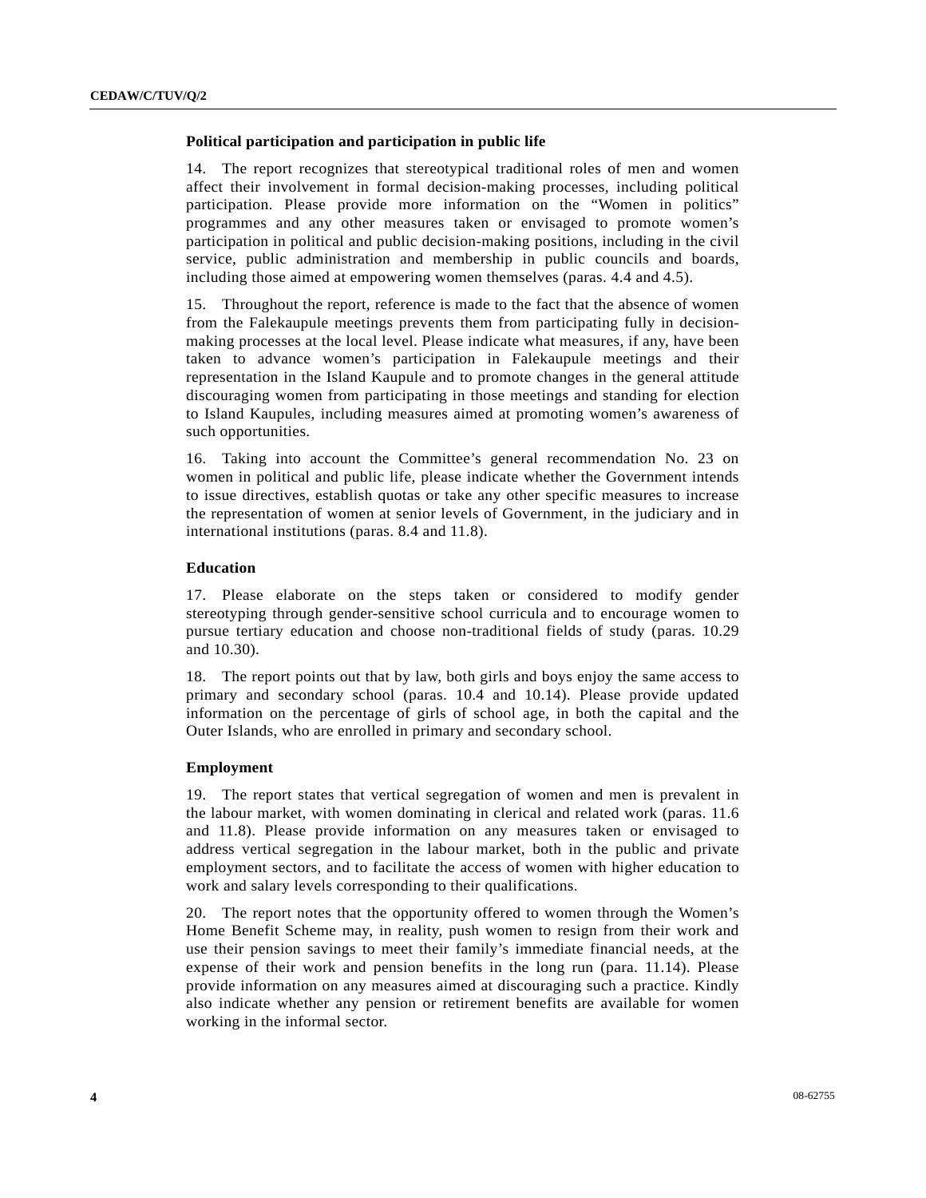### Political participation and participation in public life

14. The report recognizes that stereotypical traditional roles of men and women affect their involvement in formal decision-making processes, including political participation. Please provide more information on the "Women in politics" programmes and any other measures taken or envisaged to promote women's participation in political and public decision-making positions, including in the civil service, public administration and membership in public councils and boards, including those aimed at empowering women themselves (paras. 4.4 and 4.5).

15. Throughout the report, reference is made to the fact that the absence of women from the Falekaupule meetings prevents them from participating fully in decision-making processes at the local level. Please indicate what measures, if any, have been taken to advance women's participation in Falekaupule meetings and their representation in the Island Kaupule and to promote changes in the general attitude discouraging women from participating in those meetings and standing for election to Island Kaupules, including measures aimed at promoting women's awareness of such opportunities.

16. Taking into account the Committee's general recommendation No. 23 on women in political and public life, please indicate whether the Government intends to issue directives, establish quotas or take any other specific measures to increase the representation of women at senior levels of Government, in the judiciary and in international institutions (paras. 8.4 and 11.8).

### Education

17. Please elaborate on the steps taken or considered to modify gender stereotyping through gender-sensitive school curricula and to encourage women to pursue tertiary education and choose non-traditional fields of study (paras. 10.29 and 10.30).

18. The report points out that by law, both girls and boys enjoy the same access to primary and secondary school (paras. 10.4 and 10.14). Please provide updated information on the percentage of girls of school age, in both the capital and the Outer Islands, who are enrolled in primary and secondary school.

### Employment

19. The report states that vertical segregation of women and men is prevalent in the labour market, with women dominating in clerical and related work (paras. 11.6 and 11.8). Please provide information on any measures taken or envisaged to address vertical segregation in the labour market, both in the public and private employment sectors, and to facilitate the access of women with higher education to work and salary levels corresponding to their qualifications.

20. The report notes that the opportunity offered to women through the Women's Home Benefit Scheme may, in reality, push women to resign from their work and use their pension savings to meet their family's immediate financial needs, at the expense of their work and pension benefits in the long run (para. 11.14). Please provide information on any measures aimed at discouraging such a practice. Kindly also indicate whether any pension or retirement benefits are available for women working in the informal sector.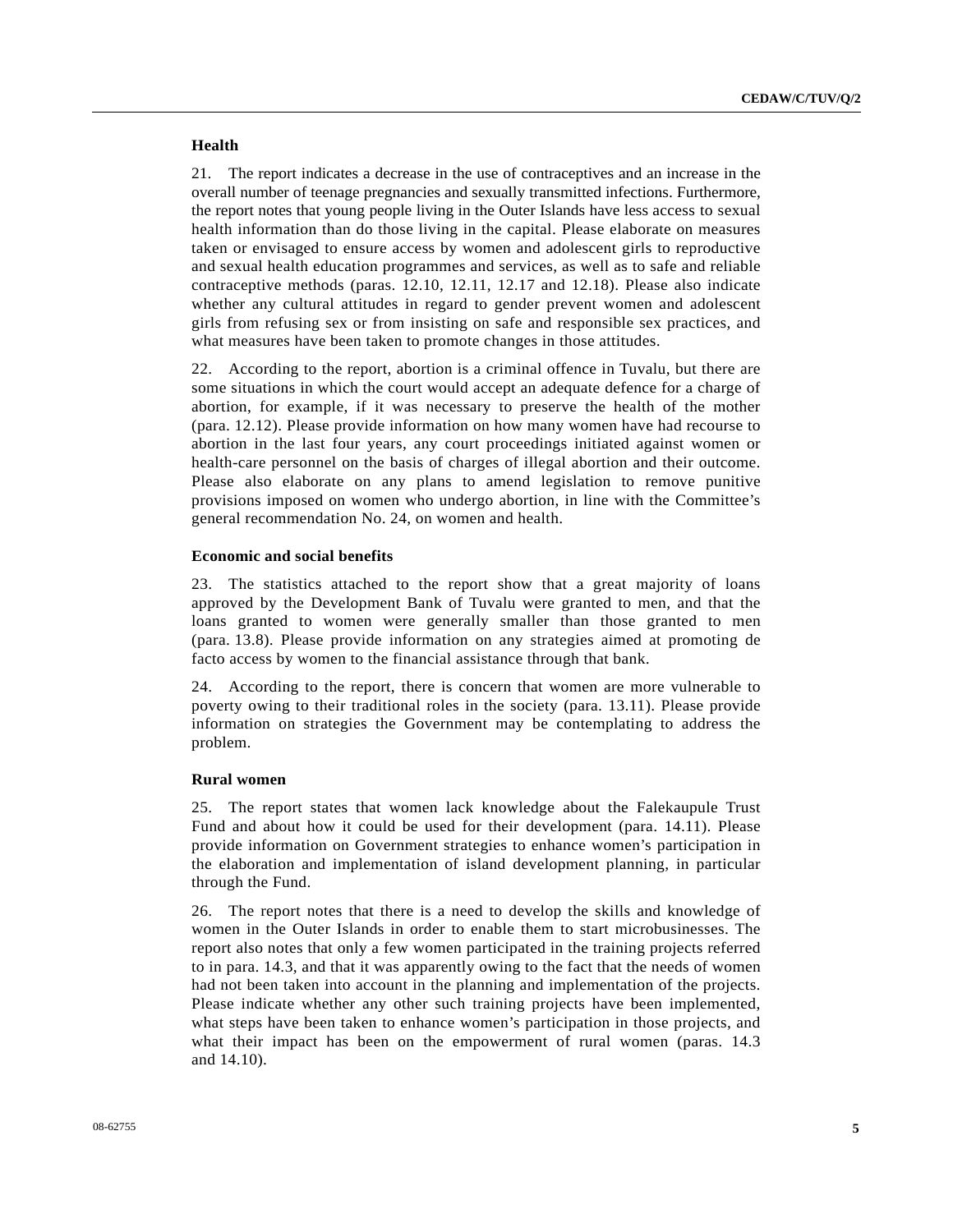### Health

21. The report indicates a decrease in the use of contraceptives and an increase in the overall number of teenage pregnancies and sexually transmitted infections. Furthermore, the report notes that young people living in the Outer Islands have less access to sexual health information than do those living in the capital. Please elaborate on measures taken or envisaged to ensure access by women and adolescent girls to reproductive and sexual health education programmes and services, as well as to safe and reliable contraceptive methods (paras. 12.10, 12.11, 12.17 and 12.18). Please also indicate whether any cultural attitudes in regard to gender prevent women and adolescent girls from refusing sex or from insisting on safe and responsible sex practices, and what measures have been taken to promote changes in those attitudes.

22. According to the report, abortion is a criminal offence in Tuvalu, but there are some situations in which the court would accept an adequate defence for a charge of abortion, for example, if it was necessary to preserve the health of the mother (para. 12.12). Please provide information on how many women have had recourse to abortion in the last four years, any court proceedings initiated against women or health-care personnel on the basis of charges of illegal abortion and their outcome. Please also elaborate on any plans to amend legislation to remove punitive provisions imposed on women who undergo abortion, in line with the Committee's general recommendation No. 24, on women and health.

### Economic and social benefits

23. The statistics attached to the report show that a great majority of loans approved by the Development Bank of Tuvalu were granted to men, and that the loans granted to women were generally smaller than those granted to men (para. 13.8). Please provide information on any strategies aimed at promoting de facto access by women to the financial assistance through that bank.

24. According to the report, there is concern that women are more vulnerable to poverty owing to their traditional roles in the society (para. 13.11). Please provide information on strategies the Government may be contemplating to address the problem.

### Rural women

25. The report states that women lack knowledge about the Falekaupule Trust Fund and about how it could be used for their development (para. 14.11). Please provide information on Government strategies to enhance women's participation in the elaboration and implementation of island development planning, in particular through the Fund.

26. The report notes that there is a need to develop the skills and knowledge of women in the Outer Islands in order to enable them to start microbusinesses. The report also notes that only a few women participated in the training projects referred to in para. 14.3, and that it was apparently owing to the fact that the needs of women had not been taken into account in the planning and implementation of the projects. Please indicate whether any other such training projects have been implemented, what steps have been taken to enhance women's participation in those projects, and what their impact has been on the empowerment of rural women (paras. 14.3 and 14.10).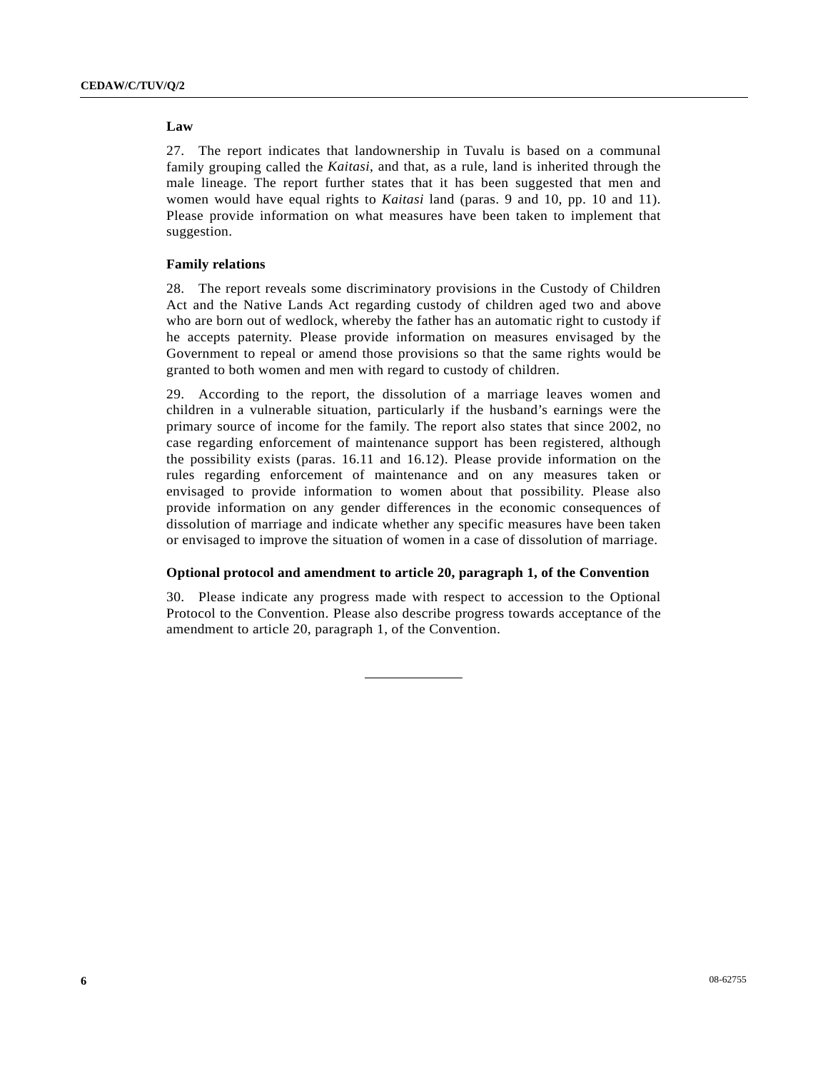**Law**

27. The report indicates that landownership in Tuvalu is based on a communal family grouping called the *Kaitasi*, and that, as a rule, land is inherited through the male lineage. The report further states that it has been suggested that men and women would have equal rights to *Kaitasi* land (paras. 9 and 10, pp. 10 and 11). Please provide information on what measures have been taken to implement that suggestion.

**Family relations**

28. The report reveals some discriminatory provisions in the Custody of Children Act and the Native Lands Act regarding custody of children aged two and above who are born out of wedlock, whereby the father has an automatic right to custody if he accepts paternity. Please provide information on measures envisaged by the Government to repeal or amend those provisions so that the same rights would be granted to both women and men with regard to custody of children.

29. According to the report, the dissolution of a marriage leaves women and children in a vulnerable situation, particularly if the husband's earnings were the primary source of income for the family. The report also states that since 2002, no case regarding enforcement of maintenance support has been registered, although the possibility exists (paras. 16.11 and 16.12). Please provide information on the rules regarding enforcement of maintenance and on any measures taken or envisaged to provide information to women about that possibility. Please also provide information on any gender differences in the economic consequences of dissolution of marriage and indicate whether any specific measures have been taken or envisaged to improve the situation of women in a case of dissolution of marriage.

**Optional protocol and amendment to article 20, paragraph 1, of the Convention**

30. Please indicate any progress made with respect to accession to the Optional Protocol to the Convention. Please also describe progress towards acceptance of the amendment to article 20, paragraph 1, of the Convention.